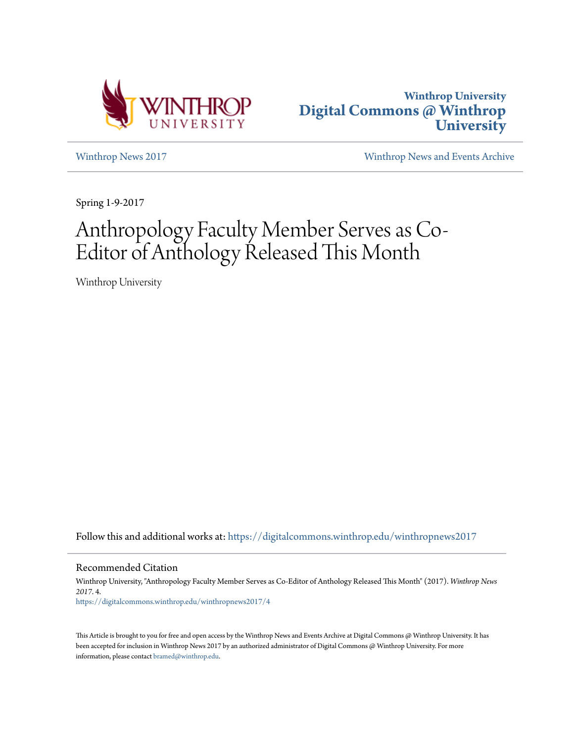Winthrop University

# Digital Commons @ Winthrop University

Winthrop News 2017

Winthrop News and Events Archive

Spring 1-9-2017

# Anthropology Faculty Member Serves as Co-Editor of Anthology Released This Month

Winthrop University

Follow this and additional works at: https://digitalcommons.winthrop.edu/winthropnews2017

## Recommended Citation

Winthrop University, "Anthropology Faculty Member Serves as Co-Editor of Anthology Released This Month" (2017). *Winthrop News 2017*. 4.
https://digitalcommons.winthrop.edu/winthropnews2017/4

This Article is brought to you for free and open access by the Winthrop News and Events Archive at Digital Commons @ Winthrop University. It has been accepted for inclusion in Winthrop News 2017 by an authorized administrator of Digital Commons @ Winthrop University. For more information, please contact bramed@winthrop.edu.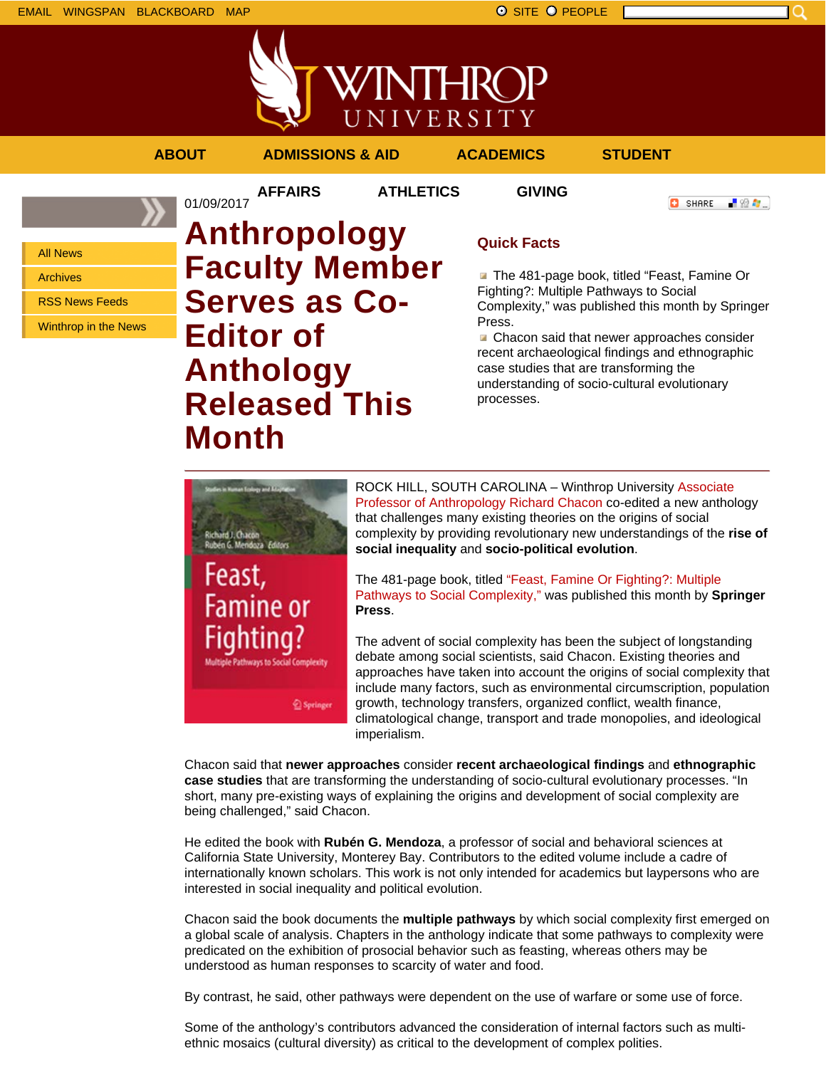EMAIL WINGSPAN BLACKBOARD MAP

SITE PEOPLE

# WINTHROP UNIVERSITY

ABOUT | ADMISSIONS & AID | ACADEMICS | STUDENT AFFAIRS | ATHLETICS | GIVING

- All News
- Archives
- RSS News Feeds
- Winthrop in the News

01/09/2017

# Anthropology Faculty Member Serves as Co-Editor of Anthology Released This Month

SHARE

## Quick Facts

- The 481-page book, titled "Feast, Famine Or Fighting?: Multiple Pathways to Social Complexity," was published this month by Springer Press.
- Chacon said that newer approaches consider recent archaeological findings and ethnographic case studies that are transforming the understanding of socio-cultural evolutionary processes.

---

ROCK HILL, SOUTH CAROLINA – Winthrop University Associate Professor of Anthropology Richard Chacon co-edited a new anthology that challenges many existing theories on the origins of social complexity by providing revolutionary new understandings of the **rise of social inequality** and **socio-political evolution**.

The 481-page book, titled "Feast, Famine Or Fighting?: Multiple Pathways to Social Complexity," was published this month by **Springer Press**.

The advent of social complexity has been the subject of longstanding debate among social scientists, said Chacon. Existing theories and approaches have taken into account the origins of social complexity that include many factors, such as environmental circumscription, population growth, technology transfers, organized conflict, wealth finance, climatological change, transport and trade monopolies, and ideological imperialism.

Chacon said that **newer approaches** consider **recent archaeological findings** and **ethnographic case studies** that are transforming the understanding of socio-cultural evolutionary processes. "In short, many pre-existing ways of explaining the origins and development of social complexity are being challenged," said Chacon.

He edited the book with **Rubén G. Mendoza**, a professor of social and behavioral sciences at California State University, Monterey Bay. Contributors to the edited volume include a cadre of internationally known scholars. This work is not only intended for academics but laypersons who are interested in social inequality and political evolution.

Chacon said the book documents the **multiple pathways** by which social complexity first emerged on a global scale of analysis. Chapters in the anthology indicate that some pathways to complexity were predicated on the exhibition of prosocial behavior such as feasting, whereas others may be understood as human responses to scarcity of water and food.

By contrast, he said, other pathways were dependent on the use of warfare or some use of force.

Some of the anthology's contributors advanced the consideration of internal factors such as multi-ethnic mosaics (cultural diversity) as critical to the development of complex polities.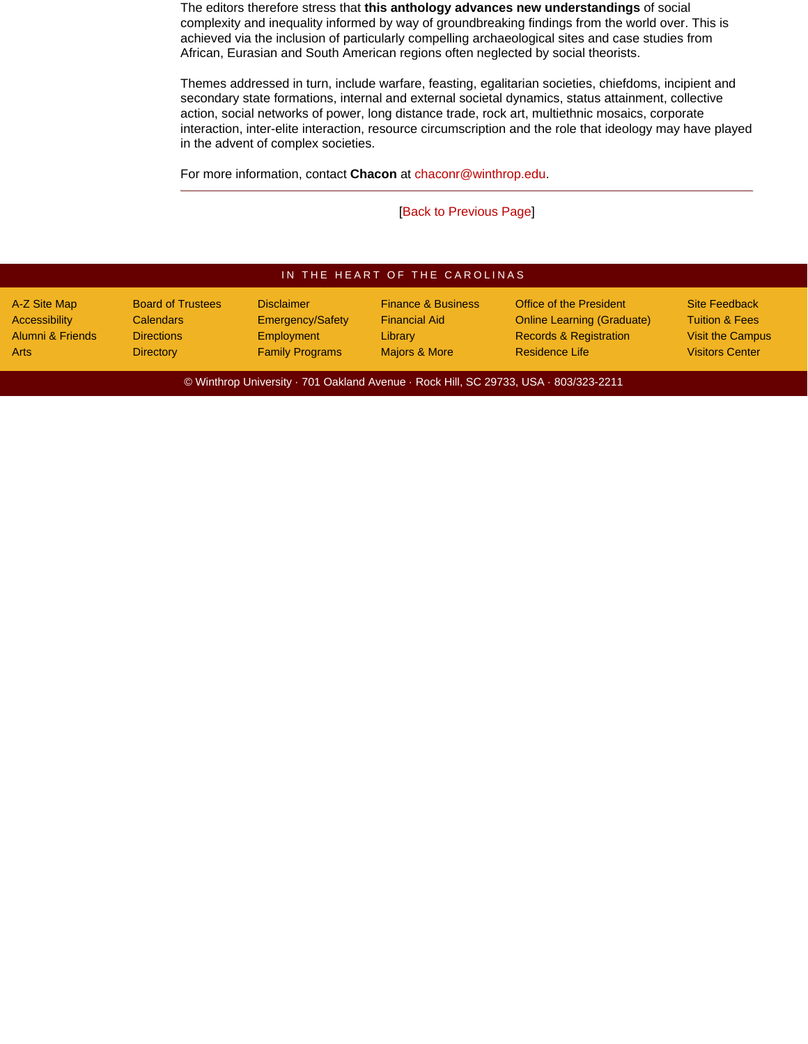The editors therefore stress that **this anthology advances new understandings** of social complexity and inequality informed by way of groundbreaking findings from the world over. This is achieved via the inclusion of particularly compelling archaeological sites and case studies from African, Eurasian and South American regions often neglected by social theorists.

Themes addressed in turn, include warfare, feasting, egalitarian societies, chiefdoms, incipient and secondary state formations, internal and external societal dynamics, status attainment, collective action, social networks of power, long distance trade, rock art, multiethnic mosaics, corporate interaction, inter-elite interaction, resource circumscription and the role that ideology may have played in the advent of complex societies.

For more information, contact **Chacon** at chaconr@winthrop.edu.

---

[Back to Previous Page]

IN THE HEART OF THE CAROLINAS

A-Z Site Map
Accessibility
Alumni & Friends
Arts
Board of Trustees
Calendars
Directions
Directory
Disclaimer
Emergency/Safety
Employment
Family Programs
Finance & Business
Financial Aid
Library
Majors & More
Office of the President
Online Learning (Graduate)
Records & Registration
Residence Life
Site Feedback
Tuition & Fees
Visit the Campus
Visitors Center

© Winthrop University · 701 Oakland Avenue · Rock Hill, SC 29733, USA · 803/323-2211